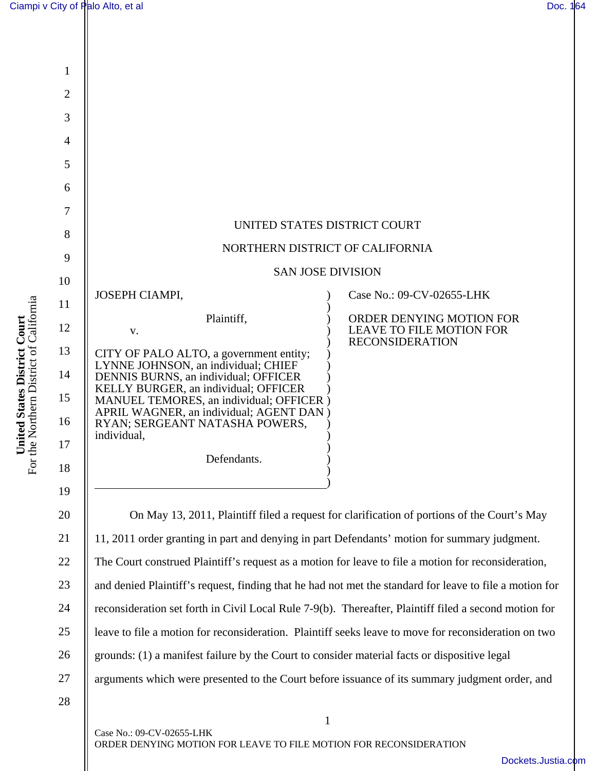UNITED STATES DISTRICT COURT

NORTHERN DISTRICT OF CALIFORNIA

SAN JOSE DIVISION

| | |
|---|---|
| JOSEPH CIAMPI,<br><br>Plaintiff,<br><br>v.<br><br>CITY OF PALO ALTO, a government entity; LYNNE JOHNSON, an individual; CHIEF DENNIS BURNS, an individual; OFFICER KELLY BURGER, an individual; OFFICER MANUEL TEMORES, an individual; OFFICER APRIL WAGNER, an individual; AGENT DAN RYAN; SERGEANT NATASHA POWERS, individual,<br><br>Defendants. | Case No.: 09-CV-02655-LHK<br><br>ORDER DENYING MOTION FOR LEAVE TO FILE MOTION FOR RECONSIDERATION |

On May 13, 2011, Plaintiff filed a request for clarification of portions of the Court's May 11, 2011 order granting in part and denying in part Defendants' motion for summary judgment. The Court construed Plaintiff's request as a motion for leave to file a motion for reconsideration, and denied Plaintiff's request, finding that he had not met the standard for leave to file a motion for reconsideration set forth in Civil Local Rule 7-9(b). Thereafter, Plaintiff filed a second motion for leave to file a motion for reconsideration. Plaintiff seeks leave to move for reconsideration on two grounds: (1) a manifest failure by the Court to consider material facts or dispositive legal arguments which were presented to the Court before issuance of its summary judgment order, and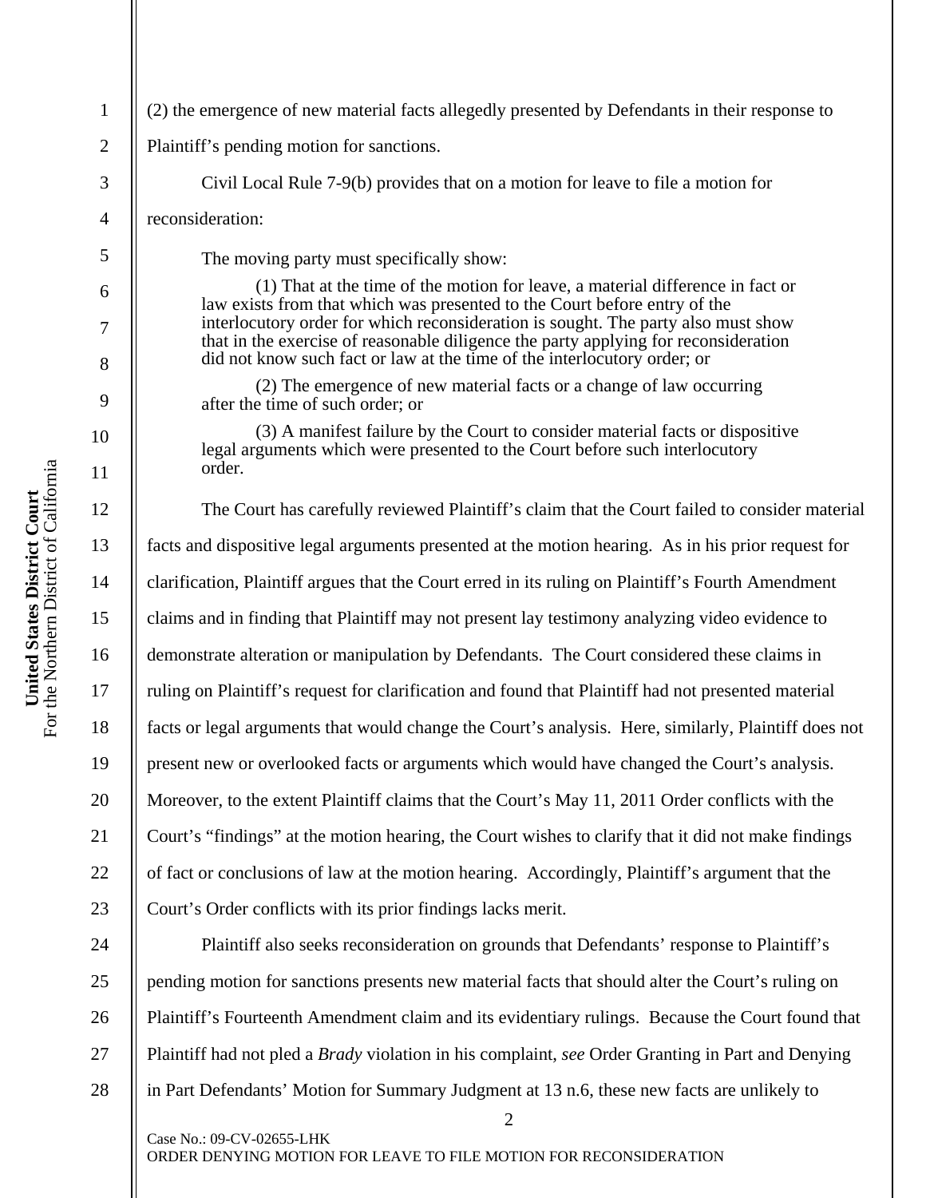(2) the emergence of new material facts allegedly presented by Defendants in their response to Plaintiff's pending motion for sanctions.

Civil Local Rule 7-9(b) provides that on a motion for leave to file a motion for reconsideration:

> The moving party must specifically show:
>
> (1) That at the time of the motion for leave, a material difference in fact or law exists from that which was presented to the Court before entry of the interlocutory order for which reconsideration is sought. The party also must show that in the exercise of reasonable diligence the party applying for reconsideration did not know such fact or law at the time of the interlocutory order; or
>
> (2) The emergence of new material facts or a change of law occurring after the time of such order; or
>
> (3) A manifest failure by the Court to consider material facts or dispositive legal arguments which were presented to the Court before such interlocutory order.

The Court has carefully reviewed Plaintiff's claim that the Court failed to consider material facts and dispositive legal arguments presented at the motion hearing. As in his prior request for clarification, Plaintiff argues that the Court erred in its ruling on Plaintiff's Fourth Amendment claims and in finding that Plaintiff may not present lay testimony analyzing video evidence to demonstrate alteration or manipulation by Defendants. The Court considered these claims in ruling on Plaintiff's request for clarification and found that Plaintiff had not presented material facts or legal arguments that would change the Court's analysis. Here, similarly, Plaintiff does not present new or overlooked facts or arguments which would have changed the Court's analysis. Moreover, to the extent Plaintiff claims that the Court's May 11, 2011 Order conflicts with the Court's "findings" at the motion hearing, the Court wishes to clarify that it did not make findings of fact or conclusions of law at the motion hearing. Accordingly, Plaintiff's argument that the Court's Order conflicts with its prior findings lacks merit.

Plaintiff also seeks reconsideration on grounds that Defendants' response to Plaintiff's pending motion for sanctions presents new material facts that should alter the Court's ruling on Plaintiff's Fourteenth Amendment claim and its evidentiary rulings. Because the Court found that Plaintiff had not pled a *Brady* violation in his complaint, *see* Order Granting in Part and Denying in Part Defendants' Motion for Summary Judgment at 13 n.6, these new facts are unlikely to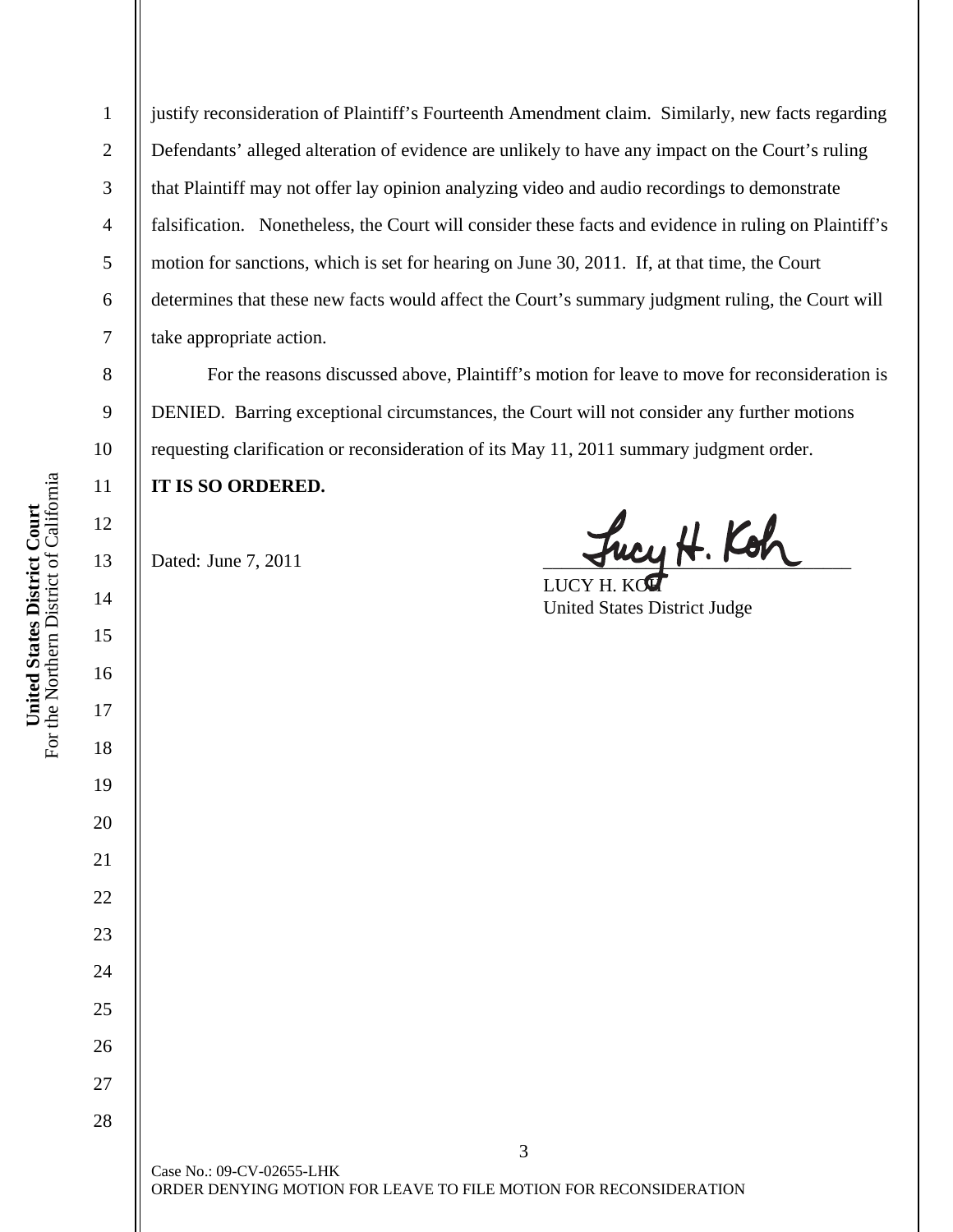justify reconsideration of Plaintiff's Fourteenth Amendment claim. Similarly, new facts regarding Defendants' alleged alteration of evidence are unlikely to have any impact on the Court's ruling that Plaintiff may not offer lay opinion analyzing video and audio recordings to demonstrate falsification. Nonetheless, the Court will consider these facts and evidence in ruling on Plaintiff's motion for sanctions, which is set for hearing on June 30, 2011. If, at that time, the Court determines that these new facts would affect the Court's summary judgment ruling, the Court will take appropriate action.

For the reasons discussed above, Plaintiff's motion for leave to move for reconsideration is DENIED. Barring exceptional circumstances, the Court will not consider any further motions requesting clarification or reconsideration of its May 11, 2011 summary judgment order.

**IT IS SO ORDERED.**

Dated: June 7, 2011

LUCY H. KOH
United States District Judge